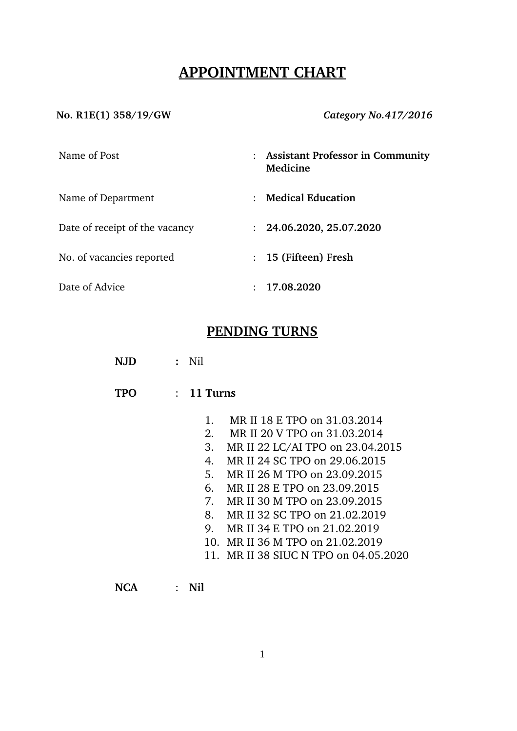# APPOINTMENT CHART

**No. R1E(1) 358/19/GW** *Category No.417/2016*

| | | |
|---|---|---|
| Name of Post | : | **Assistant Professor in Community Medicine** |
| Name of Department | : | **Medical Education** |
| Date of receipt of the vacancy | : | **24.06.2020, 25.07.2020** |
| No. of vacancies reported | : | **15 (Fifteen) Fresh** |
| Date of Advice | : | **17.08.2020** |

## PENDING TURNS

**NJD** **:** Nil

**TPO** : **11 Turns**

1. MR II 18 E TPO on 31.03.2014
2. MR II 20 V TPO on 31.03.2014
3. MR II 22 LC/AI TPO on 23.04.2015
4. MR II 24 SC TPO on 29.06.2015
5. MR II 26 M TPO on 23.09.2015
6. MR II 28 E TPO on 23.09.2015
7. MR II 30 M TPO on 23.09.2015
8. MR II 32 SC TPO on 21.02.2019
9. MR II 34 E TPO on 21.02.2019
10. MR II 36 M TPO on 21.02.2019
11. MR II 38 SIUC N TPO on 04.05.2020

**NCA** : **Nil**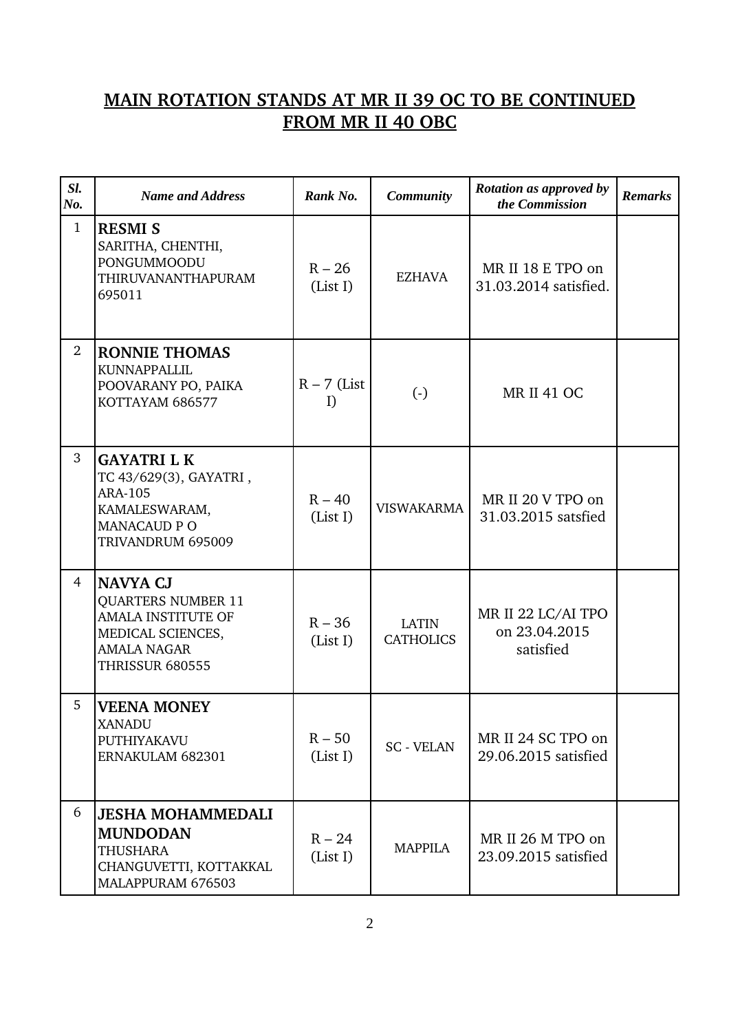## **MAIN ROTATION STANDS AT MR II 39 OC TO BE CONTINUED FROM MR II 40 OBC**

| *Sl. No.* | *Name and Address* | *Rank No.* | *Community* | *Rotation as approved by the Commission* | *Remarks* |
|---|---|---|---|---|---|
| 1 | **RESMI S**<br>SARITHA, CHENTHI,<br>PONGUMMOODU<br>THIRUVANANTHAPURAM<br>695011 | R – 26 (List I) | EZHAVA | MR II 18 E TPO on 31.03.2014 satisfied. | |
| 2 | **RONNIE THOMAS**<br>KUNNAPPALLIL<br>POOVARANY PO, PAIKA<br>KOTTAYAM 686577 | R – 7 (List I) | (-) | MR II 41 OC | |
| 3 | **GAYATRI L K**<br>TC 43/629(3), GAYATRI ,<br>ARA-105<br>KAMALESWARAM,<br>MANACAUD P O<br>TRIVANDRUM 695009 | R – 40 (List I) | VISWAKARMA | MR II 20 V TPO on 31.03.2015 satsfied | |
| 4 | **NAVYA CJ**<br>QUARTERS NUMBER 11<br>AMALA INSTITUTE OF<br>MEDICAL SCIENCES,<br>AMALA NAGAR<br>THRISSUR 680555 | R – 36 (List I) | LATIN CATHOLICS | MR II 22 LC/AI TPO on 23.04.2015 satisfied | |
| 5 | **VEENA MONEY**<br>XANADU<br>PUTHIYAKAVU<br>ERNAKULAM 682301 | R – 50 (List I) | SC - VELAN | MR II 24 SC TPO on 29.06.2015 satisfied | |
| 6 | **JESHA MOHAMMEDALI MUNDODAN**<br>THUSHARA<br>CHANGUVETTI, KOTTAKKAL<br>MALAPPURAM 676503 | R – 24 (List I) | MAPPILA | MR II 26 M TPO on 23.09.2015 satisfied | |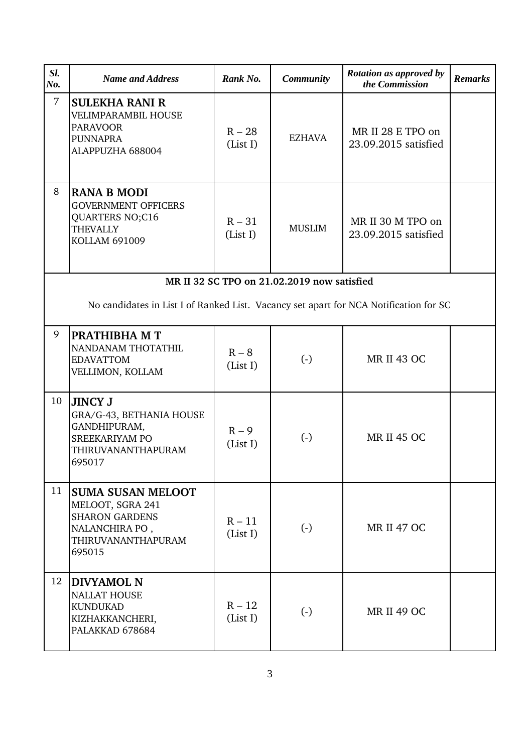| Sl. No. | Name and Address | Rank No. | Community | Rotation as approved by the Commission | Remarks |
|---|---|---|---|---|---|
| 7 | **SULEKHA RANI R**<br>VELIMPARAMBIL HOUSE<br>PARAVOOR<br>PUNNAPRA<br>ALAPPUZHA 688004 | R – 28 (List I) | EZHAVA | MR II 28 E TPO on 23.09.2015 satisfied | |
| 8 | **RANA B MODI**<br>GOVERNMENT OFFICERS QUARTERS NO;C16<br>THEVALLY<br>KOLLAM 691009 | R – 31 (List I) | MUSLIM | MR II 30 M TPO on 23.09.2015 satisfied | |
| **MR II 32 SC TPO on 21.02.2019 now satisfied**<br><br>No candidates in List I of Ranked List. Vacancy set apart for NCA Notification for SC | | | | | |
| 9 | **PRATHIBHA M T**<br>NANDANAM THOTATHIL<br>EDAVATTOM<br>VELLIMON, KOLLAM | R – 8 (List I) | (-) | MR II 43 OC | |
| 10 | **JINCY J**<br>GRA/G-43, BETHANIA HOUSE<br>GANDHIPURAM,<br>SREEKARIYAM PO<br>THIRUVANANTHAPURAM 695017 | R – 9 (List I) | (-) | MR II 45 OC | |
| 11 | **SUMA SUSAN MELOOT**<br>MELOOT, SGRA 241<br>SHARON GARDENS<br>NALANCHIRA PO ,<br>THIRUVANANTHAPURAM 695015 | R – 11 (List I) | (-) | MR II 47 OC | |
| 12 | **DIVYAMOL N**<br>NALLAT HOUSE<br>KUNDUKAD<br>KIZHAKKANCHERI,<br>PALAKKAD 678684 | R – 12 (List I) | (-) | MR II 49 OC | |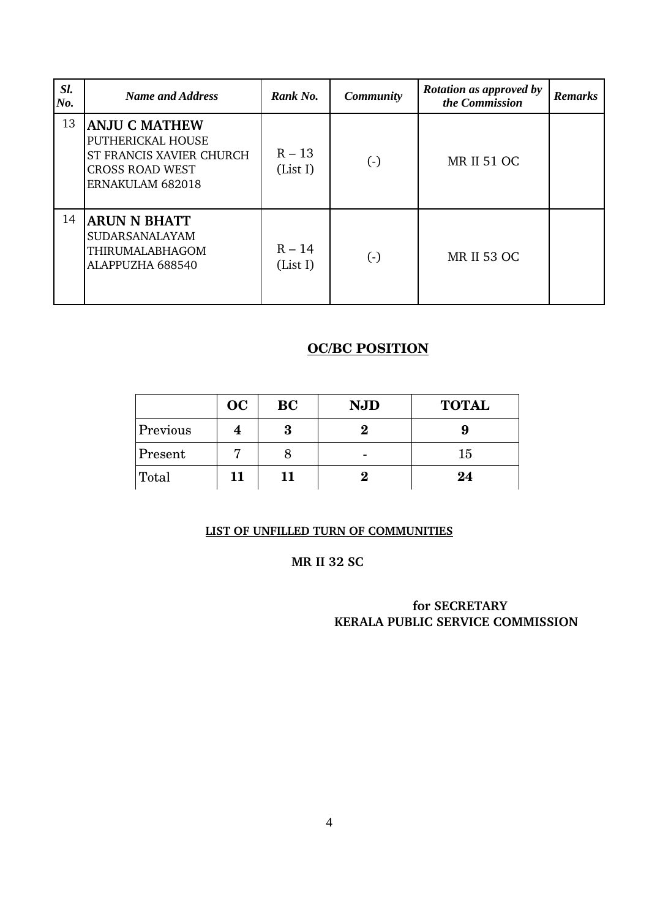| *Sl. No.* | *Name and Address* | *Rank No.* | *Community* | *Rotation as approved by the Commission* | *Remarks* |
|---|---|---|---|---|---|
| 13 | **ANJU C MATHEW**<br>PUTHERICKAL HOUSE<br>ST FRANCIS XAVIER CHURCH<br>CROSS ROAD WEST<br>ERNAKULAM 682018 | R – 13 (List I) | (-) | MR II 51 OC | |
| 14 | **ARUN N BHATT**<br>SUDARSANALAYAM<br>THIRUMALABHAGOM<br>ALAPPUZHA 688540 | R – 14 (List I) | (-) | MR II 53 OC | |

## OC/BC POSITION

| | OC | BC | NJD | TOTAL |
|---|---|---|---|---|
| Previous | **4** | **3** | **2** | **9** |
| Present | 7 | 8 | - | 15 |
| Total | **11** | **11** | **2** | **24** |

**LIST OF UNFILLED TURN OF COMMUNITIES**

**MR II 32 SC**

**for SECRETARY**
**KERALA PUBLIC SERVICE COMMISSION**